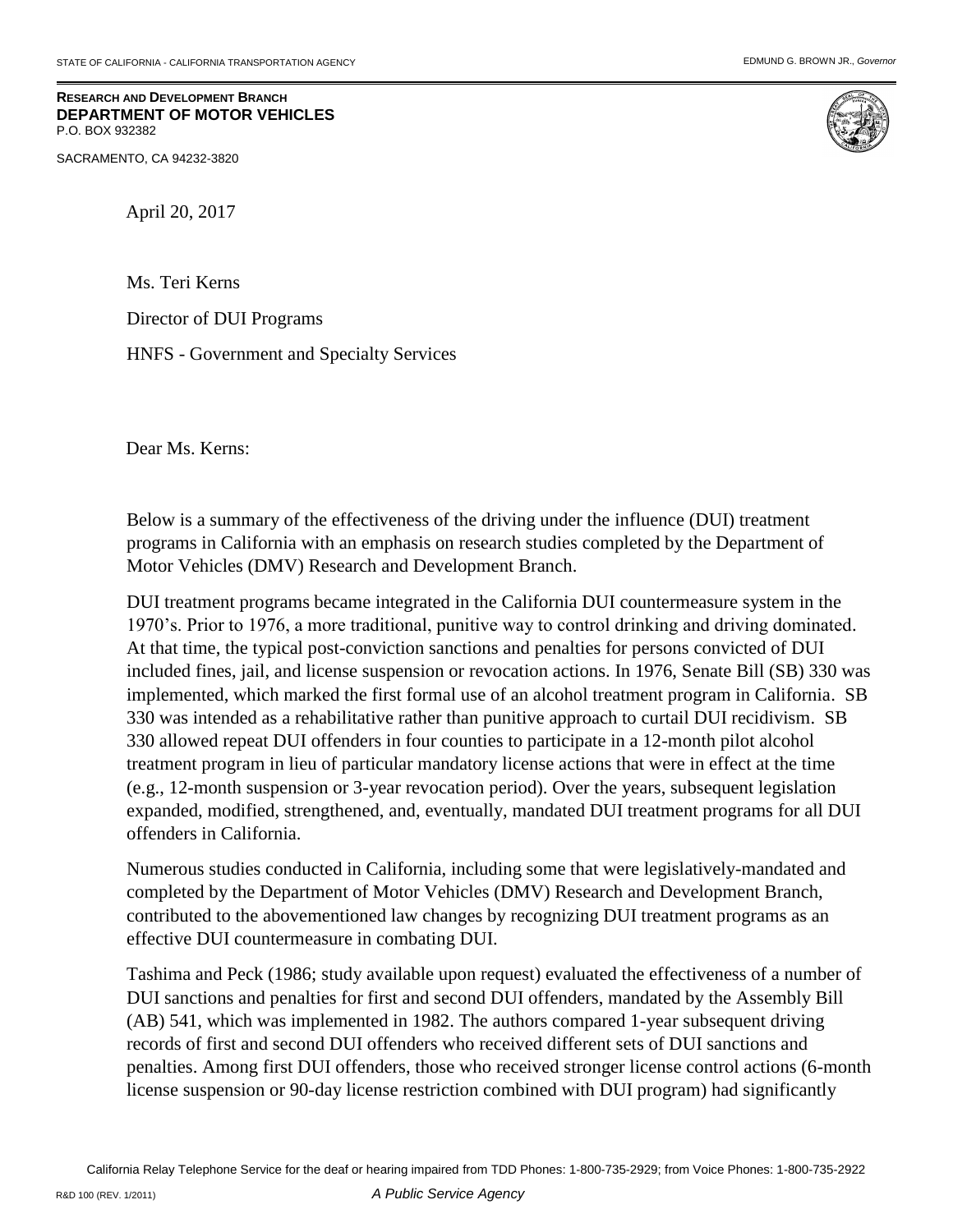STATE OF CALIFORNIA - CALIFORNIA TRANSPORTATION AGENCY

EDMUND G. BROWN JR., *Governor*

**RESEARCH AND DEVELOPMENT BRANCH**
**DEPARTMENT OF MOTOR VEHICLES**
P.O. BOX 932382
SACRAMENTO, CA 94232-3820

April 20, 2017

Ms. Teri Kerns

Director of DUI Programs

HNFS - Government and Specialty Services

Dear Ms. Kerns:

Below is a summary of the effectiveness of the driving under the influence (DUI) treatment programs in California with an emphasis on research studies completed by the Department of Motor Vehicles (DMV) Research and Development Branch.

DUI treatment programs became integrated in the California DUI countermeasure system in the 1970's. Prior to 1976, a more traditional, punitive way to control drinking and driving dominated. At that time, the typical post-conviction sanctions and penalties for persons convicted of DUI included fines, jail, and license suspension or revocation actions. In 1976, Senate Bill (SB) 330 was implemented, which marked the first formal use of an alcohol treatment program in California. SB 330 was intended as a rehabilitative rather than punitive approach to curtail DUI recidivism. SB 330 allowed repeat DUI offenders in four counties to participate in a 12-month pilot alcohol treatment program in lieu of particular mandatory license actions that were in effect at the time (e.g., 12-month suspension or 3-year revocation period). Over the years, subsequent legislation expanded, modified, strengthened, and, eventually, mandated DUI treatment programs for all DUI offenders in California.

Numerous studies conducted in California, including some that were legislatively-mandated and completed by the Department of Motor Vehicles (DMV) Research and Development Branch, contributed to the abovementioned law changes by recognizing DUI treatment programs as an effective DUI countermeasure in combating DUI.

Tashima and Peck (1986; study available upon request) evaluated the effectiveness of a number of DUI sanctions and penalties for first and second DUI offenders, mandated by the Assembly Bill (AB) 541, which was implemented in 1982. The authors compared 1-year subsequent driving records of first and second DUI offenders who received different sets of DUI sanctions and penalties. Among first DUI offenders, those who received stronger license control actions (6-month license suspension or 90-day license restriction combined with DUI program) had significantly

California Relay Telephone Service for the deaf or hearing impaired from TDD Phones: 1-800-735-2929; from Voice Phones: 1-800-735-2922

R&D 100 (REV. 1/2011) *A Public Service Agency*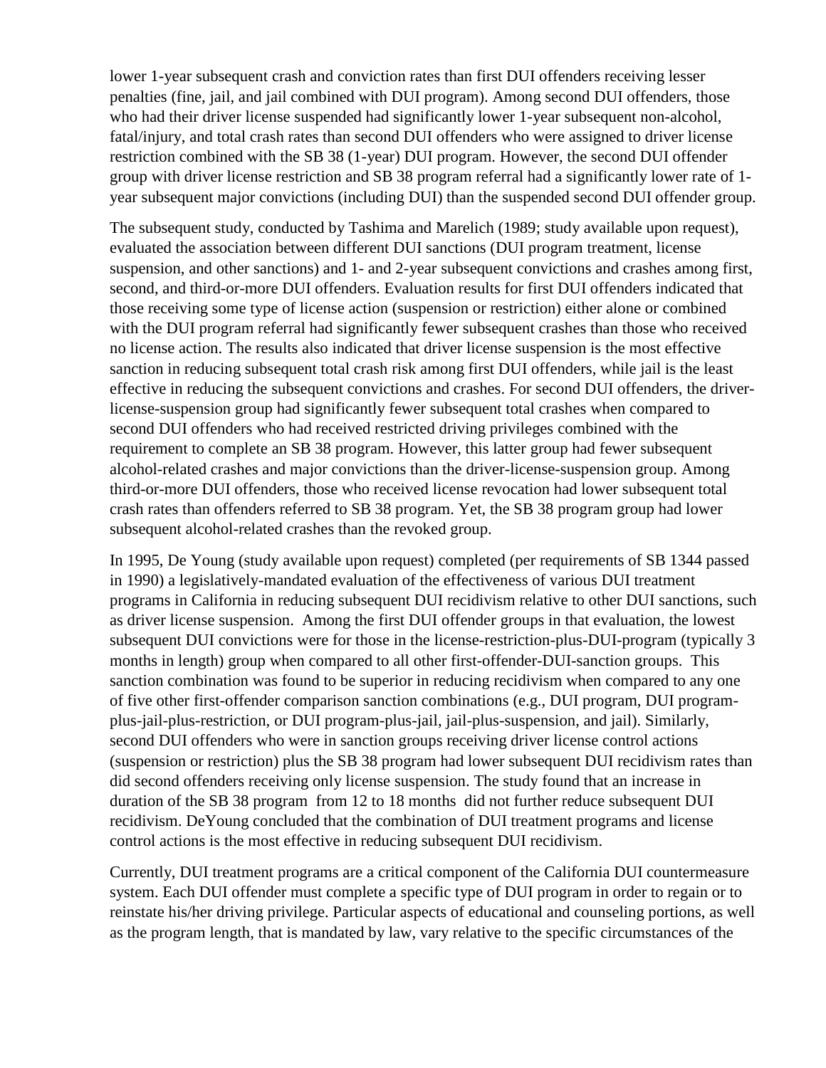lower 1-year subsequent crash and conviction rates than first DUI offenders receiving lesser penalties (fine, jail, and jail combined with DUI program). Among second DUI offenders, those who had their driver license suspended had significantly lower 1-year subsequent non-alcohol, fatal/injury, and total crash rates than second DUI offenders who were assigned to driver license restriction combined with the SB 38 (1-year) DUI program. However, the second DUI offender group with driver license restriction and SB 38 program referral had a significantly lower rate of 1-year subsequent major convictions (including DUI) than the suspended second DUI offender group.

The subsequent study, conducted by Tashima and Marelich (1989; study available upon request), evaluated the association between different DUI sanctions (DUI program treatment, license suspension, and other sanctions) and 1- and 2-year subsequent convictions and crashes among first, second, and third-or-more DUI offenders. Evaluation results for first DUI offenders indicated that those receiving some type of license action (suspension or restriction) either alone or combined with the DUI program referral had significantly fewer subsequent crashes than those who received no license action. The results also indicated that driver license suspension is the most effective sanction in reducing subsequent total crash risk among first DUI offenders, while jail is the least effective in reducing the subsequent convictions and crashes. For second DUI offenders, the driver-license-suspension group had significantly fewer subsequent total crashes when compared to second DUI offenders who had received restricted driving privileges combined with the requirement to complete an SB 38 program. However, this latter group had fewer subsequent alcohol-related crashes and major convictions than the driver-license-suspension group. Among third-or-more DUI offenders, those who received license revocation had lower subsequent total crash rates than offenders referred to SB 38 program. Yet, the SB 38 program group had lower subsequent alcohol-related crashes than the revoked group.

In 1995, De Young (study available upon request) completed (per requirements of SB 1344 passed in 1990) a legislatively-mandated evaluation of the effectiveness of various DUI treatment programs in California in reducing subsequent DUI recidivism relative to other DUI sanctions, such as driver license suspension. Among the first DUI offender groups in that evaluation, the lowest subsequent DUI convictions were for those in the license-restriction-plus-DUI-program (typically 3 months in length) group when compared to all other first-offender-DUI-sanction groups. This sanction combination was found to be superior in reducing recidivism when compared to any one of five other first-offender comparison sanction combinations (e.g., DUI program, DUI program-plus-jail-plus-restriction, or DUI program-plus-jail, jail-plus-suspension, and jail). Similarly, second DUI offenders who were in sanction groups receiving driver license control actions (suspension or restriction) plus the SB 38 program had lower subsequent DUI recidivism rates than did second offenders receiving only license suspension. The study found that an increase in duration of the SB 38 program from 12 to 18 months did not further reduce subsequent DUI recidivism. DeYoung concluded that the combination of DUI treatment programs and license control actions is the most effective in reducing subsequent DUI recidivism.

Currently, DUI treatment programs are a critical component of the California DUI countermeasure system. Each DUI offender must complete a specific type of DUI program in order to regain or to reinstate his/her driving privilege. Particular aspects of educational and counseling portions, as well as the program length, that is mandated by law, vary relative to the specific circumstances of the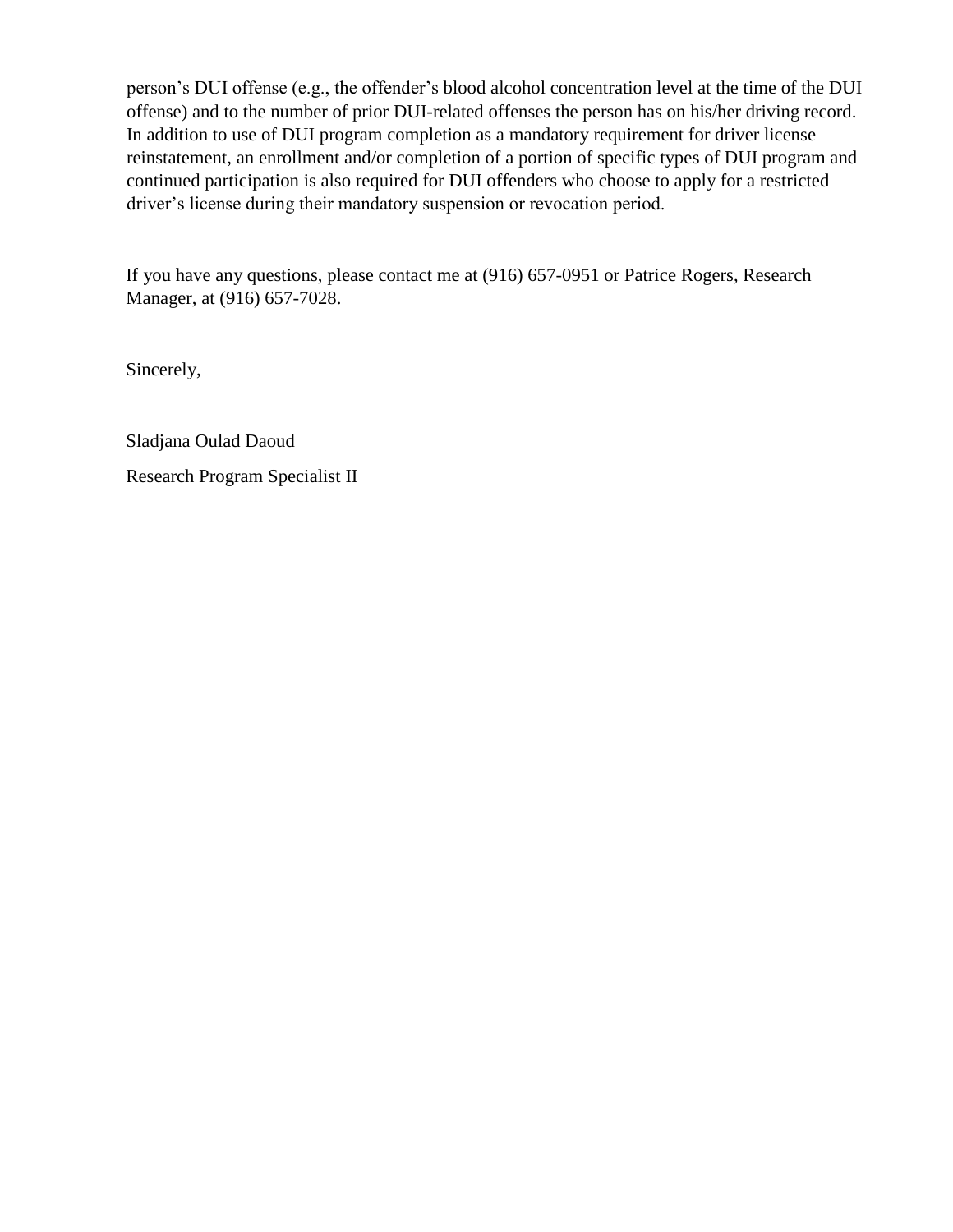person's DUI offense (e.g., the offender's blood alcohol concentration level at the time of the DUI offense) and to the number of prior DUI-related offenses the person has on his/her driving record. In addition to use of DUI program completion as a mandatory requirement for driver license reinstatement, an enrollment and/or completion of a portion of specific types of DUI program and continued participation is also required for DUI offenders who choose to apply for a restricted driver's license during their mandatory suspension or revocation period.

If you have any questions, please contact me at (916) 657-0951 or Patrice Rogers, Research Manager, at (916) 657-7028.

Sincerely,

Sladjana Oulad Daoud

Research Program Specialist II